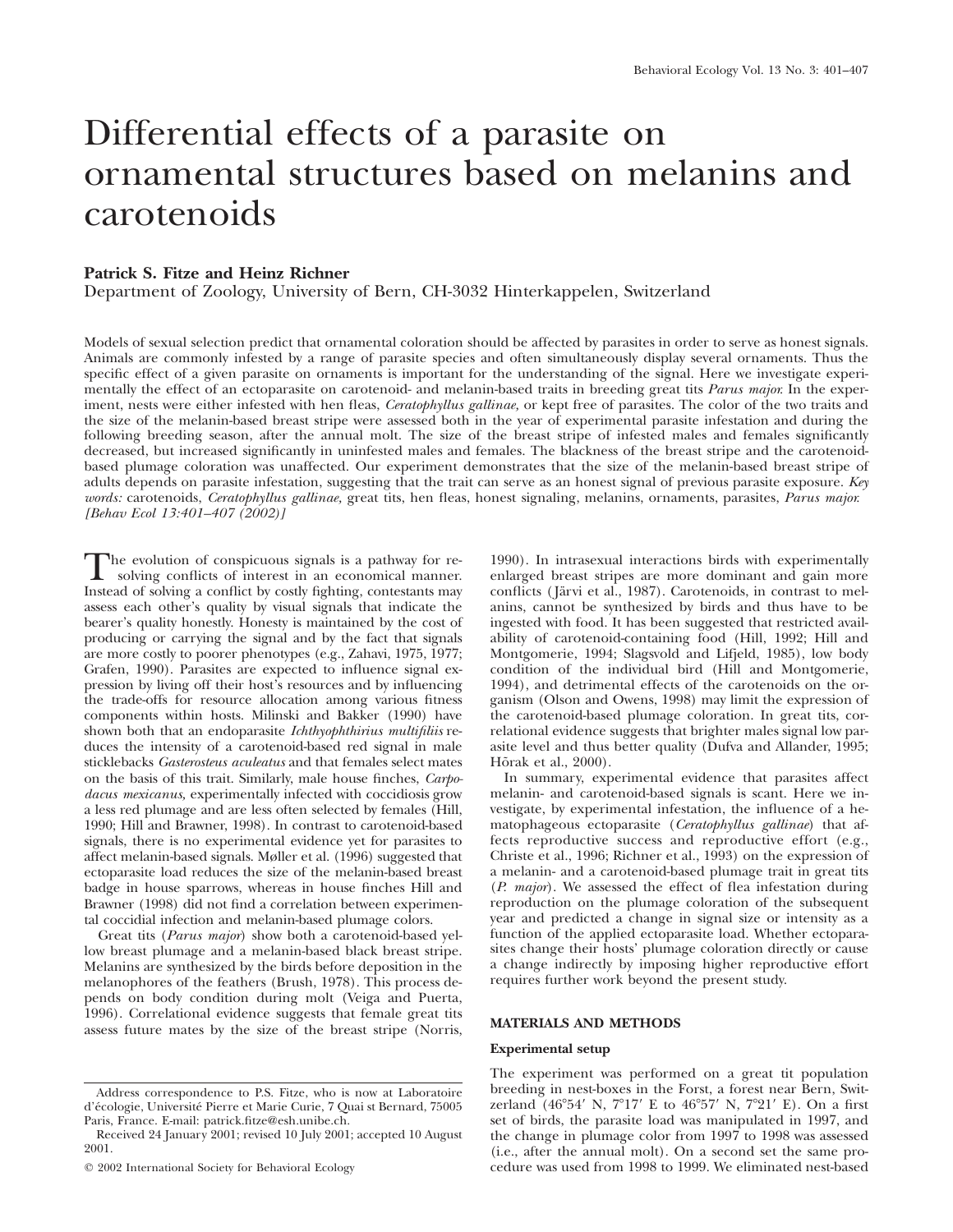# Differential effects of a parasite on ornamental structures based on melanins and carotenoids

**Patrick S. Fitze and Heinz Richner**
Department of Zoology, University of Bern, CH-3032 Hinterkappelen, Switzerland

Models of sexual selection predict that ornamental coloration should be affected by parasites in order to serve as honest signals. Animals are commonly infested by a range of parasite species and often simultaneously display several ornaments. Thus the specific effect of a given parasite on ornaments is important for the understanding of the signal. Here we investigate experimentally the effect of an ectoparasite on carotenoid- and melanin-based traits in breeding great tits *Parus major*. In the experiment, nests were either infested with hen fleas, *Ceratophyllus gallinae*, or kept free of parasites. The color of the two traits and the size of the melanin-based breast stripe were assessed both in the year of experimental parasite infestation and during the following breeding season, after the annual molt. The size of the breast stripe of infested males and females significantly decreased, but increased significantly in uninfested males and females. The blackness of the breast stripe and the carotenoid-based plumage coloration was unaffected. Our experiment demonstrates that the size of the melanin-based breast stripe of adults depends on parasite infestation, suggesting that the trait can serve as an honest signal of previous parasite exposure. *Key words:* carotenoids, *Ceratophyllus gallinae*, great tits, hen fleas, honest signaling, melanins, ornaments, parasites, *Parus major*. *[Behav Ecol 13:401–407 (2002)]*

The evolution of conspicuous signals is a pathway for resolving conflicts of interest in an economical manner. Instead of solving a conflict by costly fighting, contestants may assess each other's quality by visual signals that indicate the bearer's quality honestly. Honesty is maintained by the cost of producing or carrying the signal and by the fact that signals are more costly to poorer phenotypes (e.g., Zahavi, 1975, 1977; Grafen, 1990). Parasites are expected to influence signal expression by living off their host's resources and by influencing the trade-offs for resource allocation among various fitness components within hosts. Milinski and Bakker (1990) have shown both that an endoparasite *Ichthyophthirius multifiliis* reduces the intensity of a carotenoid-based red signal in male sticklebacks *Gasterosteus aculeatus* and that females select mates on the basis of this trait. Similarly, male house finches, *Carpodacus mexicanus*, experimentally infected with coccidiosis grow a less red plumage and are less often selected by females (Hill, 1990; Hill and Brawner, 1998). In contrast to carotenoid-based signals, there is no experimental evidence yet for parasites to affect melanin-based signals. Møller et al. (1996) suggested that ectoparasite load reduces the size of the melanin-based breast badge in house sparrows, whereas in house finches Hill and Brawner (1998) did not find a correlation between experimental coccidial infection and melanin-based plumage colors.

Great tits (*Parus major*) show both a carotenoid-based yellow breast plumage and a melanin-based black breast stripe. Melanins are synthesized by the birds before deposition in the melanophores of the feathers (Brush, 1978). This process depends on body condition during molt (Veiga and Puerta, 1996). Correlational evidence suggests that female great tits assess future mates by the size of the breast stripe (Norris, 1990). In intrasexual interactions birds with experimentally enlarged breast stripes are more dominant and gain more conflicts (Järvi et al., 1987). Carotenoids, in contrast to melanins, cannot be synthesized by birds and thus have to be ingested with food. It has been suggested that restricted availability of carotenoid-containing food (Hill, 1992; Hill and Montgomerie, 1994; Slagsvold and Lifjeld, 1985), low body condition of the individual bird (Hill and Montgomerie, 1994), and detrimental effects of the carotenoids on the organism (Olson and Owens, 1998) may limit the expression of the carotenoid-based plumage coloration. In great tits, correlational evidence suggests that brighter males signal low parasite level and thus better quality (Dufva and Allander, 1995; Hõrak et al., 2000).

In summary, experimental evidence that parasites affect melanin- and carotenoid-based signals is scant. Here we investigate, by experimental infestation, the influence of a hematophageous ectoparasite (*Ceratophyllus gallinae*) that affects reproductive success and reproductive effort (e.g., Christe et al., 1996; Richner et al., 1993) on the expression of a melanin- and a carotenoid-based plumage trait in great tits (*P. major*). We assessed the effect of flea infestation during reproduction on the plumage coloration of the subsequent year and predicted a change in signal size or intensity as a function of the applied ectoparasite load. Whether ectoparasites change their hosts' plumage coloration directly or cause a change indirectly by imposing higher reproductive effort requires further work beyond the present study.

## MATERIALS AND METHODS

### Experimental setup

The experiment was performed on a great tit population breeding in nest-boxes in the Forst, a forest near Bern, Switzerland (46°54′ N, 7°17′ E to 46°57′ N, 7°21′ E). On a first set of birds, the parasite load was manipulated in 1997, and the change in plumage color from 1997 to 1998 was assessed (i.e., after the annual molt). On a second set the same procedure was used from 1998 to 1999. We eliminated nest-based

Address correspondence to P.S. Fitze, who is now at Laboratoire d'écologie, Université Pierre et Marie Curie, 7 Quai st Bernard, 75005 Paris, France. E-mail: patrick.fitze@esh.unibe.ch.

Received 24 January 2001; revised 10 July 2001; accepted 10 August 2001.

© 2002 International Society for Behavioral Ecology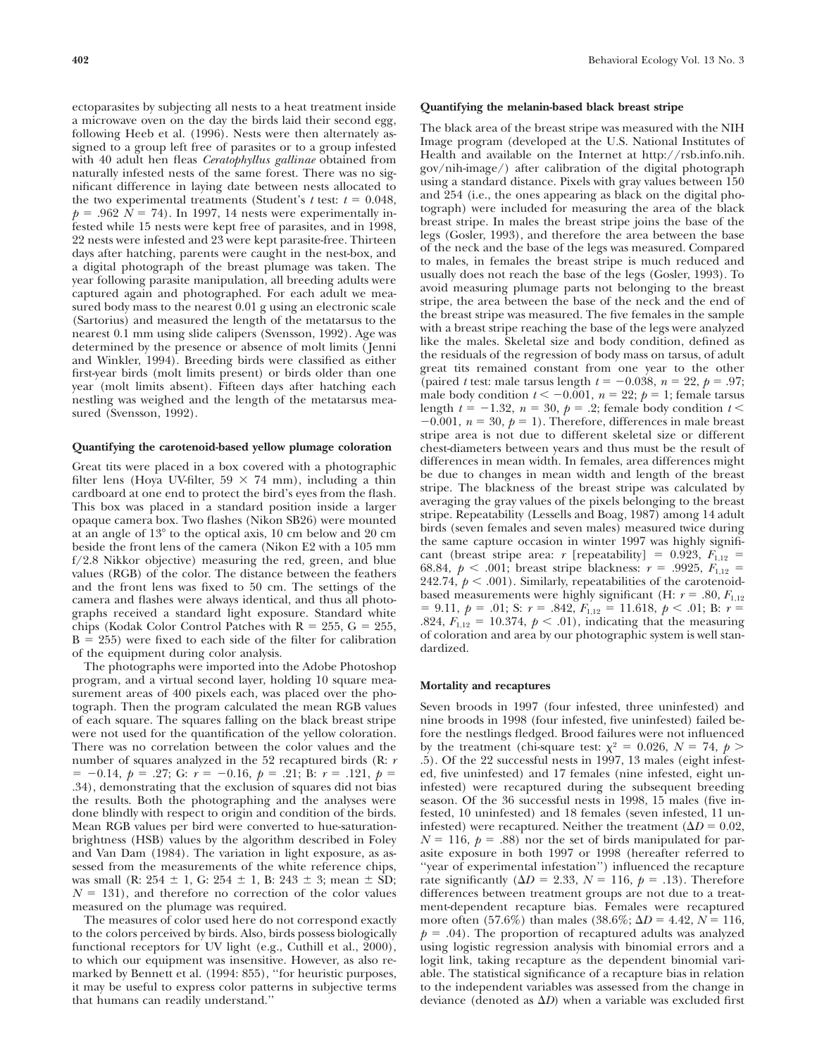ectoparasites by subjecting all nests to a heat treatment inside a microwave oven on the day the birds laid their second egg, following Heeb et al. (1996). Nests were then alternately assigned to a group left free of parasites or to a group infested with 40 adult hen fleas *Ceratophyllus gallinae* obtained from naturally infested nests of the same forest. There was no significant difference in laying date between nests allocated to the two experimental treatments (Student's $t$ test: $t = 0.048$, $p = .962$ $N = 74$). In 1997, 14 nests were experimentally infested while 15 nests were kept free of parasites, and in 1998, 22 nests were infested and 23 were kept parasite-free. Thirteen days after hatching, parents were caught in the nest-box, and a digital photograph of the breast plumage was taken. The year following parasite manipulation, all breeding adults were captured again and photographed. For each adult we measured body mass to the nearest 0.01 g using an electronic scale (Sartorius) and measured the length of the metatarsus to the nearest 0.1 mm using slide calipers (Svensson, 1992). Age was determined by the presence or absence of molt limits (Jenni and Winkler, 1994). Breeding birds were classified as either first-year birds (molt limits present) or birds older than one year (molt limits absent). Fifteen days after hatching each nestling was weighed and the length of the metatarsus measured (Svensson, 1992).

### Quantifying the carotenoid-based yellow plumage coloration

Great tits were placed in a box covered with a photographic filter lens (Hoya UV-filter, 59 × 74 mm), including a thin cardboard at one end to protect the bird's eyes from the flash. This box was placed in a standard position inside a larger opaque camera box. Two flashes (Nikon SB26) were mounted at an angle of 13° to the optical axis, 10 cm below and 20 cm beside the front lens of the camera (Nikon E2 with a 105 mm f/2.8 Nikkor objective) measuring the red, green, and blue values (RGB) of the color. The distance between the feathers and the front lens was fixed to 50 cm. The settings of the camera and flashes were always identical, and thus all photographs received a standard light exposure. Standard white chips (Kodak Color Control Patches with R = 255, G = 255, B = 255) were fixed to each side of the filter for calibration of the equipment during color analysis.

The photographs were imported into the Adobe Photoshop program, and a virtual second layer, holding 10 square measurement areas of 400 pixels each, was placed over the photograph. Then the program calculated the mean RGB values of each square. The squares falling on the black breast stripe were not used for the quantification of the yellow coloration. There was no correlation between the color values and the number of squares analyzed in the 52 recaptured birds (R: $r = -0.14$, $p = .27$; G: $r = -0.16$, $p = .21$; B: $r = .121$, $p = .34$), demonstrating that the exclusion of squares did not bias the results. Both the photographing and the analyses were done blindly with respect to origin and condition of the birds. Mean RGB values per bird were converted to hue-saturation-brightness (HSB) values by the algorithm described in Foley and Van Dam (1984). The variation in light exposure, as assessed from the measurements of the white reference chips, was small (R: 254 ± 1, G: 254 ± 1, B: 243 ± 3; mean ± SD; $N = 131$), and therefore no correction of the color values measured on the plumage was required.

The measures of color used here do not correspond exactly to the colors perceived by birds. Also, birds possess biologically functional receptors for UV light (e.g., Cuthill et al., 2000), to which our equipment was insensitive. However, as also remarked by Bennett et al. (1994: 855), "for heuristic purposes, it may be useful to express color patterns in subjective terms that humans can readily understand."

### Quantifying the melanin-based black breast stripe

The black area of the breast stripe was measured with the NIH Image program (developed at the U.S. National Institutes of Health and available on the Internet at http://rsb.info.nih.gov/nih-image/) after calibration of the digital photograph using a standard distance. Pixels with gray values between 150 and 254 (i.e., the ones appearing as black on the digital photograph) were included for measuring the area of the black breast stripe. In males the breast stripe joins the base of the legs (Gosler, 1993), and therefore the area between the base of the neck and the base of the legs was measured. Compared to males, in females the breast stripe is much reduced and usually does not reach the base of the legs (Gosler, 1993). To avoid measuring plumage parts not belonging to the breast stripe, the area between the base of the neck and the end of the breast stripe was measured. The five females in the sample with a breast stripe reaching the base of the legs were analyzed like the males. Skeletal size and body condition, defined as the residuals of the regression of body mass on tarsus, of adult great tits remained constant from one year to the other (paired $t$ test: male tarsus length $t = -0.038$, $n = 22$, $p = .97$; male body condition $t < -0.001$, $n = 22$; $p = 1$; female tarsus length $t = -1.32$, $n = 30$, $p = .2$; female body condition $t < -0.001$, $n = 30$, $p = 1$). Therefore, differences in male breast stripe area is not due to different skeletal size or different chest-diameters between years and thus must be the result of differences in mean width. In females, area differences might be due to changes in mean width and length of the breast stripe. The blackness of the breast stripe was calculated by averaging the gray values of the pixels belonging to the breast stripe. Repeatability (Lessells and Boag, 1987) among 14 adult birds (seven females and seven males) measured twice during the same capture occasion in winter 1997 was highly significant (breast stripe area: $r$ [repeatability] = 0.923, $F_{1,12} = 68.84$, $p < .001$; breast stripe blackness: $r = .9925$, $F_{1,12} = 242.74$, $p < .001$). Similarly, repeatabilities of the carotenoid-based measurements were highly significant (H: $r = .80$, $F_{1,12} = 9.11$, $p = .01$; S: $r = .842$, $F_{1,12} = 11.618$, $p < .01$; B: $r = .824$, $F_{1,12} = 10.374$, $p < .01$), indicating that the measuring of coloration and area by our photographic system is well standardized.

### Mortality and recaptures

Seven broods in 1997 (four infested, three uninfested) and nine broods in 1998 (four infested, five uninfested) failed before the nestlings fledged. Brood failures were not influenced by the treatment (chi-square test: $\chi^2 = 0.026$, $N = 74$, $p > .5$). Of the 22 successful nests in 1997, 13 males (eight infested, five uninfested) and 17 females (nine infested, eight uninfested) were recaptured during the subsequent breeding season. Of the 36 successful nests in 1998, 15 males (five infested, 10 uninfested) and 18 females (seven infested, 11 uninfested) were recaptured. Neither the treatment ($\Delta D = 0.02$, $N = 116$, $p = .88$) nor the set of birds manipulated for parasite exposure in both 1997 or 1998 (hereafter referred to as "year of experimental infestation") influenced the recapture rate significantly ($\Delta D = 2.33$, $N = 116$, $p = .13$). Therefore differences between treatment groups are not due to a treatment-dependent recapture bias. Females were recaptured more often (57.6%) than males (38.6%; $\Delta D = 4.42$, $N = 116$, $p = .04$). The proportion of recaptured adults was analyzed using logistic regression analysis with binomial errors and a logit link, taking recapture as the dependent binomial variable. The statistical significance of a recapture bias in relation to the independent variables was assessed from the change in deviance (denoted as $\Delta D$) when a variable was excluded first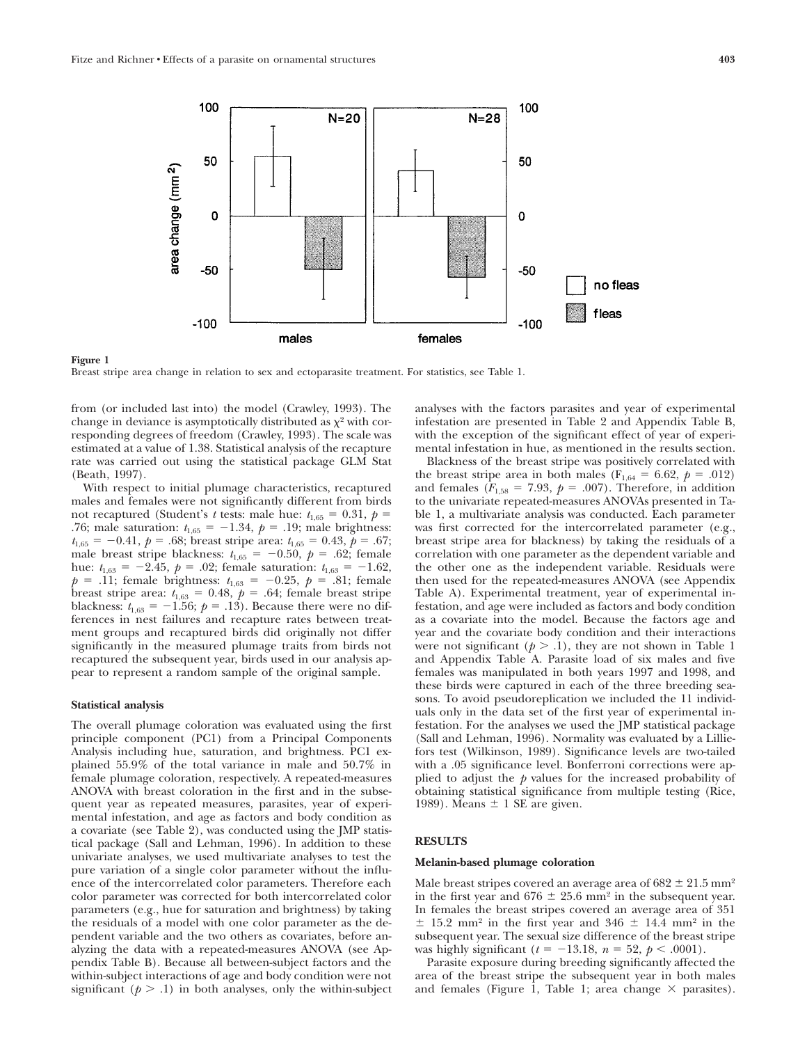100

N=20

N=28

area change (mm²)

50

0

-50

-100

males

females

no fleas

fleas

**Figure 1**

Breast stripe area change in relation to sex and ectoparasite treatment. For statistics, see Table 1.

from (or included last into) the model (Crawley, 1993). The change in deviance is asymptotically distributed as $\chi^2$ with corresponding degrees of freedom (Crawley, 1993). The scale was estimated at a value of 1.38. Statistical analysis of the recapture rate was carried out using the statistical package GLM Stat (Beath, 1997).

With respect to initial plumage characteristics, recaptured males and females were not significantly different from birds not recaptured (Student's *t* tests: male hue: $t_{1,65} = 0.31$, $p = .76$; male saturation: $t_{1,65} = -1.34$, $p = .19$; male brightness: $t_{1,65} = -0.41$, $p = .68$; breast stripe area: $t_{1,65} = 0.43$, $p = .67$; male breast stripe blackness: $t_{1,65} = -0.50$, $p = .62$; female hue: $t_{1,63} = -2.45$, $p = .02$; female saturation: $t_{1,63} = -1.62$, $p = .11$; female brightness: $t_{1,63} = -0.25$, $p = .81$; female breast stripe area: $t_{1,63} = 0.48$, $p = .64$; female breast stripe blackness: $t_{1,63} = -1.56$; $p = .13$). Because there were no differences in nest failures and recapture rates between treatment groups and recaptured birds did originally not differ significantly in the measured plumage traits from birds not recaptured the subsequent year, birds used in our analysis appear to represent a random sample of the original sample.

### Statistical analysis

The overall plumage coloration was evaluated using the first principle component (PC1) from a Principal Components Analysis including hue, saturation, and brightness. PC1 explained 55.9% of the total variance in male and 50.7% in female plumage coloration, respectively. A repeated-measures ANOVA with breast coloration in the first and in the subsequent year as repeated measures, parasites, year of experimental infestation, and age as factors and body condition as a covariate (see Table 2), was conducted using the JMP statistical package (Sall and Lehman, 1996). In addition to these univariate analyses, we used multivariate analyses to test the pure variation of a single color parameter without the influence of the intercorrelated color parameters. Therefore each color parameter was corrected for both intercorrelated color parameters (e.g., hue for saturation and brightness) by taking the residuals of a model with one color parameter as the dependent variable and the two others as covariates, before analyzing the data with a repeated-measures ANOVA (see Appendix Table B). Because all between-subject factors and the within-subject interactions of age and body condition were not significant ($p > .1$) in both analyses, only the within-subject analyses with the factors parasites and year of experimental infestation are presented in Table 2 and Appendix Table B, with the exception of the significant effect of year of experimental infestation in hue, as mentioned in the results section.

Blackness of the breast stripe was positively correlated with the breast stripe area in both males ($F_{1,64} = 6.62$, $p = .012$) and females ($F_{1,58} = 7.93$, $p = .007$). Therefore, in addition to the univariate repeated-measures ANOVAs presented in Table 1, a multivariate analysis was conducted. Each parameter was first corrected for the intercorrelated parameter (e.g., breast stripe area for blackness) by taking the residuals of a correlation with one parameter as the dependent variable and the other one as the independent variable. Residuals were then used for the repeated-measures ANOVA (see Appendix Table A). Experimental treatment, year of experimental infestation, and age were included as factors and body condition as a covariate into the model. Because the factors age and year and the covariate body condition and their interactions were not significant ($p > .1$), they are not shown in Table 1 and Appendix Table A. Parasite load of six males and five females was manipulated in both years 1997 and 1998, and these birds were captured in each of the three breeding seasons. To avoid pseudoreplication we included the 11 individuals only in the data set of the first year of experimental infestation. For the analyses we used the JMP statistical package (Sall and Lehman, 1996). Normality was evaluated by a Lilliefors test (Wilkinson, 1989). Significance levels are two-tailed with a .05 significance level. Bonferroni corrections were applied to adjust the *p* values for the increased probability of obtaining statistical significance from multiple testing (Rice, 1989). Means $\pm$ 1 SE are given.

## RESULTS

### Melanin-based plumage coloration

Male breast stripes covered an average area of $682 \pm 21.5$ mm$^2$ in the first year and $676 \pm 25.6$ mm$^2$ in the subsequent year. In females the breast stripes covered an average area of 351 $\pm$ 15.2 mm$^2$ in the first year and $346 \pm 14.4$ mm$^2$ in the subsequent year. The sexual size difference of the breast stripe was highly significant ($t = -13.18$, $n = 52$, $p < .0001$).

Parasite exposure during breeding significantly affected the area of the breast stripe the subsequent year in both males and females (Figure 1, Table 1; area change $\times$ parasites).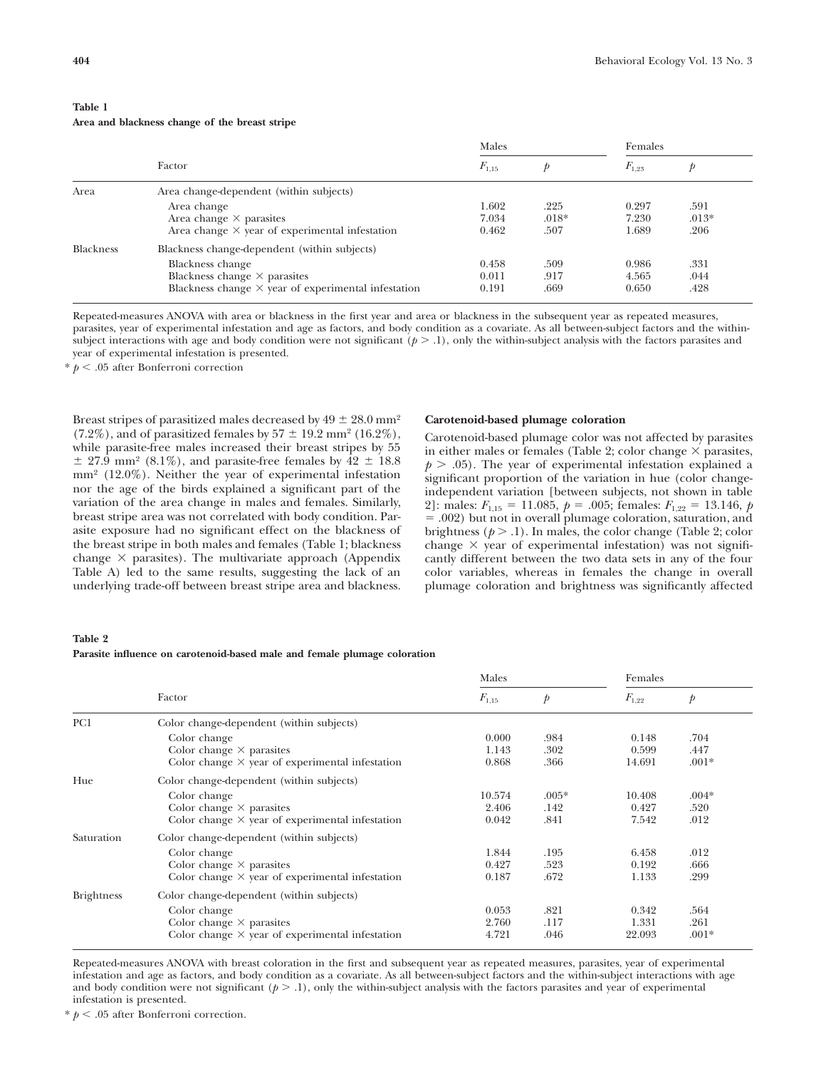**Table 1**
**Area and blackness change of the breast stripe**

| | Factor | Males | | Females | |
|---|---|---|---|---|---|
| | | $F_{1,15}$ | $p$ | $F_{1,23}$ | $p$ |
| Area | Area change-dependent (within subjects) | | | | |
| | Area change | 1.602 | .225 | 0.297 | .591 |
| | Area change × parasites | 7.034 | .018* | 7.230 | .013* |
| | Area change × year of experimental infestation | 0.462 | .507 | 1.689 | .206 |
| Blackness | Blackness change-dependent (within subjects) | | | | |
| | Blackness change | 0.458 | .509 | 0.986 | .331 |
| | Blackness change × parasites | 0.011 | .917 | 4.565 | .044 |
| | Blackness change × year of experimental infestation | 0.191 | .669 | 0.650 | .428 |

Repeated-measures ANOVA with area or blackness in the first year and area or blackness in the subsequent year as repeated measures, parasites, year of experimental infestation and age as factors, and body condition as a covariate. As all between-subject factors and the within-subject interactions with age and body condition were not significant ($p > .1$), only the within-subject analysis with the factors parasites and year of experimental infestation is presented.

* $p < .05$ after Bonferroni correction

Breast stripes of parasitized males decreased by $49 \pm 28.0$ mm$^2$ (7.2%), and of parasitized females by $57 \pm 19.2$ mm$^2$ (16.2%), while parasite-free males increased their breast stripes by 55 $\pm$ 27.9 mm$^2$ (8.1%), and parasite-free females by $42 \pm 18.8$ mm$^2$ (12.0%). Neither the year of experimental infestation nor the age of the birds explained a significant part of the variation of the area change in males and females. Similarly, breast stripe area was not correlated with body condition. Parasite exposure had no significant effect on the blackness of the breast stripe in both males and females (Table 1; blackness change × parasites). The multivariate approach (Appendix Table A) led to the same results, suggesting the lack of an underlying trade-off between breast stripe area and blackness.

### Carotenoid-based plumage coloration

Carotenoid-based plumage color was not affected by parasites in either males or females (Table 2; color change × parasites, $p > .05$). The year of experimental infestation explained a significant proportion of the variation in hue (color change-independent variation [between subjects, not shown in table 2]: males: $F_{1,15} = 11.085$, $p = .005$; females: $F_{1,22} = 13.146$, $p = .002$) but not in overall plumage coloration, saturation, and brightness ($p > .1$). In males, the color change (Table 2; color change × year of experimental infestation) was not significantly different between the two data sets in any of the four color variables, whereas in females the change in overall plumage coloration and brightness was significantly affected

**Table 2**
**Parasite influence on carotenoid-based male and female plumage coloration**

| | Factor | Males | | Females | |
|---|---|---|---|---|---|
| | | $F_{1,15}$ | $p$ | $F_{1,22}$ | $p$ |
| PC1 | Color change-dependent (within subjects) | | | | |
| | Color change | 0.000 | .984 | 0.148 | .704 |
| | Color change × parasites | 1.143 | .302 | 0.599 | .447 |
| | Color change × year of experimental infestation | 0.868 | .366 | 14.691 | .001* |
| Hue | Color change-dependent (within subjects) | | | | |
| | Color change | 10.574 | .005* | 10.408 | .004* |
| | Color change × parasites | 2.406 | .142 | 0.427 | .520 |
| | Color change × year of experimental infestation | 0.042 | .841 | 7.542 | .012 |
| Saturation | Color change-dependent (within subjects) | | | | |
| | Color change | 1.844 | .195 | 6.458 | .012 |
| | Color change × parasites | 0.427 | .523 | 0.192 | .666 |
| | Color change × year of experimental infestation | 0.187 | .672 | 1.133 | .299 |
| Brightness | Color change-dependent (within subjects) | | | | |
| | Color change | 0.053 | .821 | 0.342 | .564 |
| | Color change × parasites | 2.760 | .117 | 1.331 | .261 |
| | Color change × year of experimental infestation | 4.721 | .046 | 22.093 | .001* |

Repeated-measures ANOVA with breast coloration in the first and subsequent year as repeated measures, parasites, year of experimental infestation and age as factors, and body condition as a covariate. As all between-subject factors and the within-subject interactions with age and body condition were not significant ($p > .1$), only the within-subject analysis with the factors parasites and year of experimental infestation is presented.

* $p < .05$ after Bonferroni correction.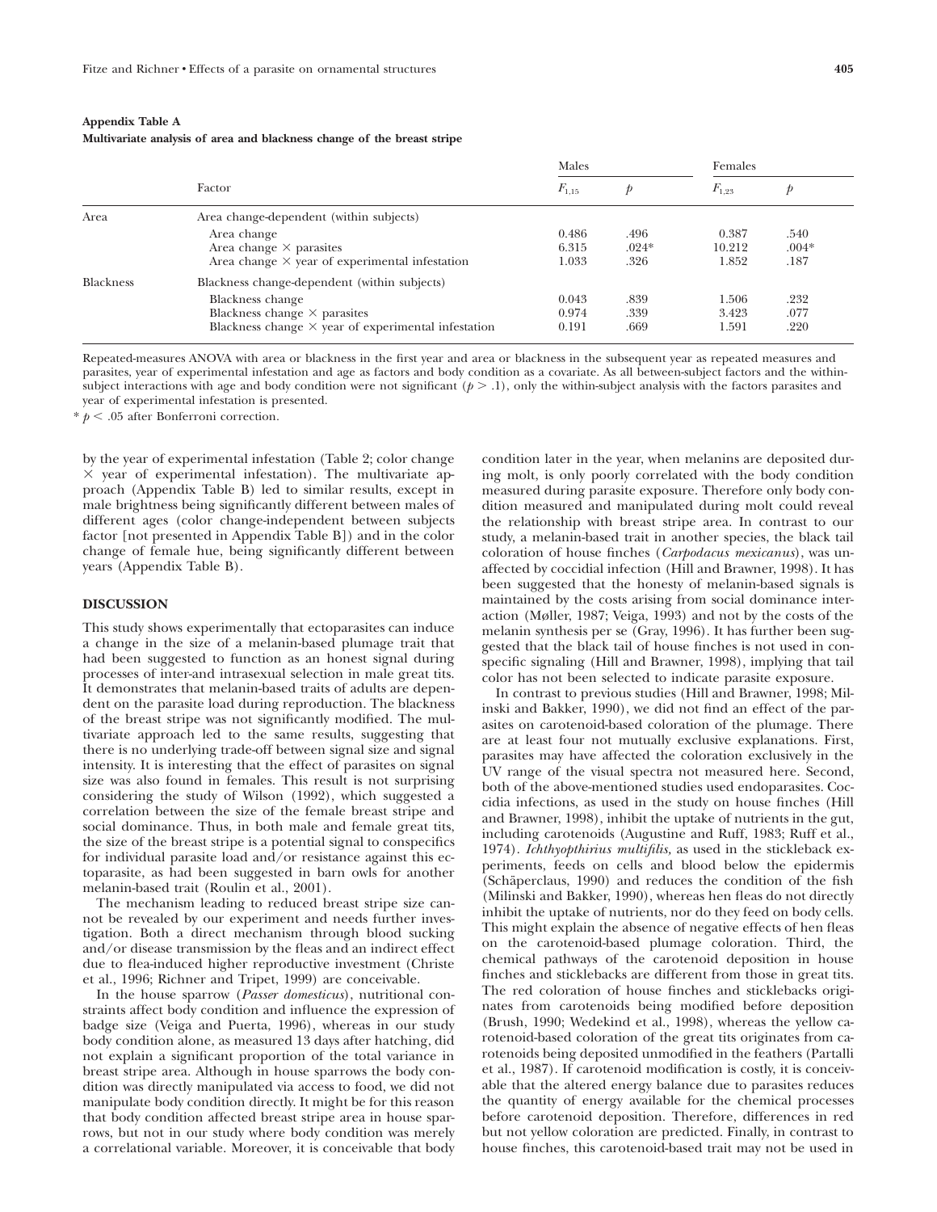**Appendix Table A**

**Multivariate analysis of area and blackness change of the breast stripe**

| | Factor | Males | | Females | |
|---|---|---|---|---|---|
| | | $F_{1,15}$ | $p$ | $F_{1,23}$ | $p$ |
| Area | Area change-dependent (within subjects) | | | | |
| | Area change | 0.486 | .496 | 0.387 | .540 |
| | Area change × parasites | 6.315 | .024* | 10.212 | .004* |
| | Area change × year of experimental infestation | 1.033 | .326 | 1.852 | .187 |
| Blackness | Blackness change-dependent (within subjects) | | | | |
| | Blackness change | 0.043 | .839 | 1.506 | .232 |
| | Blackness change × parasites | 0.974 | .339 | 3.423 | .077 |
| | Blackness change × year of experimental infestation | 0.191 | .669 | 1.591 | .220 |

Repeated-measures ANOVA with area or blackness in the first year and area or blackness in the subsequent year as repeated measures and parasites, year of experimental infestation and age as factors and body condition as a covariate. As all between-subject factors and the within-subject interactions with age and body condition were not significant ($p > .1$), only the within-subject analysis with the factors parasites and year of experimental infestation is presented.

* $p < .05$ after Bonferroni correction.

by the year of experimental infestation (Table 2; color change × year of experimental infestation). The multivariate approach (Appendix Table B) led to similar results, except in male brightness being significantly different between males of different ages (color change-independent between subjects factor [not presented in Appendix Table B]) and in the color change of female hue, being significantly different between years (Appendix Table B).

## DISCUSSION

This study shows experimentally that ectoparasites can induce a change in the size of a melanin-based plumage trait that had been suggested to function as an honest signal during processes of inter-and intrasexual selection in male great tits. It demonstrates that melanin-based traits of adults are dependent on the parasite load during reproduction. The blackness of the breast stripe was not significantly modified. The multivariate approach led to the same results, suggesting that there is no underlying trade-off between signal size and signal intensity. It is interesting that the effect of parasites on signal size was also found in females. This result is not surprising considering the study of Wilson (1992), which suggested a correlation between the size of the female breast stripe and social dominance. Thus, in both male and female great tits, the size of the breast stripe is a potential signal to conspecifics for individual parasite load and/or resistance against this ectoparasite, as had been suggested in barn owls for another melanin-based trait (Roulin et al., 2001).

The mechanism leading to reduced breast stripe size cannot be revealed by our experiment and needs further investigation. Both a direct mechanism through blood sucking and/or disease transmission by the fleas and an indirect effect due to flea-induced higher reproductive investment (Christe et al., 1996; Richner and Tripet, 1999) are conceivable.

In the house sparrow (*Passer domesticus*), nutritional constraints affect body condition and influence the expression of badge size (Veiga and Puerta, 1996), whereas in our study body condition alone, as measured 13 days after hatching, did not explain a significant proportion of the total variance in breast stripe area. Although in house sparrows the body condition was directly manipulated via access to food, we did not manipulate body condition directly. It might be for this reason that body condition affected breast stripe area in house sparrows, but not in our study where body condition was merely a correlational variable. Moreover, it is conceivable that body condition later in the year, when melanins are deposited during molt, is only poorly correlated with the body condition measured during parasite exposure. Therefore only body condition measured and manipulated during molt could reveal the relationship with breast stripe area. In contrast to our study, a melanin-based trait in another species, the black tail coloration of house finches (*Carpodacus mexicanus*), was unaffected by coccidial infection (Hill and Brawner, 1998). It has been suggested that the honesty of melanin-based signals is maintained by the costs arising from social dominance interaction (Møller, 1987; Veiga, 1993) and not by the costs of the melanin synthesis per se (Gray, 1996). It has further been suggested that the black tail of house finches is not used in conspecific signaling (Hill and Brawner, 1998), implying that tail color has not been selected to indicate parasite exposure.

In contrast to previous studies (Hill and Brawner, 1998; Milinski and Bakker, 1990), we did not find an effect of the parasites on carotenoid-based coloration of the plumage. There are at least four not mutually exclusive explanations. First, parasites may have affected the coloration exclusively in the UV range of the visual spectra not measured here. Second, both of the above-mentioned studies used endoparasites. Coccidia infections, as used in the study on house finches (Hill and Brawner, 1998), inhibit the uptake of nutrients in the gut, including carotenoids (Augustine and Ruff, 1983; Ruff et al., 1974). *Ichthyopthirius multifilis,* as used in the stickleback experiments, feeds on cells and blood below the epidermis (Schäperclaus, 1990) and reduces the condition of the fish (Milinski and Bakker, 1990), whereas hen fleas do not directly inhibit the uptake of nutrients, nor do they feed on body cells. This might explain the absence of negative effects of hen fleas on the carotenoid-based plumage coloration. Third, the chemical pathways of the carotenoid deposition in house finches and sticklebacks are different from those in great tits. The red coloration of house finches and sticklebacks originates from carotenoids being modified before deposition (Brush, 1990; Wedekind et al., 1998), whereas the yellow carotenoid-based coloration of the great tits originates from carotenoids being deposited unmodified in the feathers (Partalli et al., 1987). If carotenoid modification is costly, it is conceivable that the altered energy balance due to parasites reduces the quantity of energy available for the chemical processes before carotenoid deposition. Therefore, differences in red but not yellow coloration are predicted. Finally, in contrast to house finches, this carotenoid-based trait may not be used in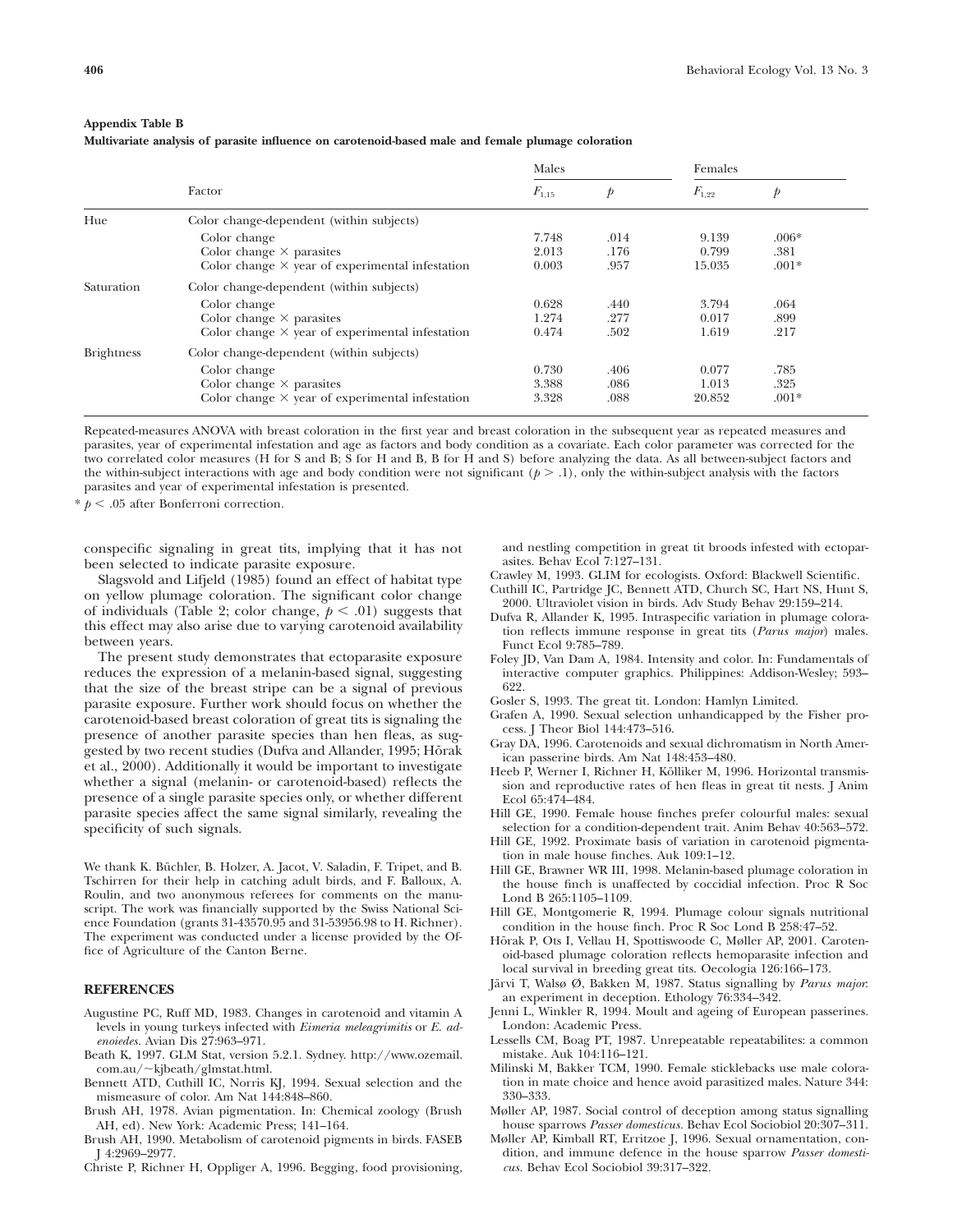**Appendix Table B**

**Multivariate analysis of parasite influence on carotenoid-based male and female plumage coloration**

| | Factor | Males | | Females | |
|---|---|---|---|---|---|
| | | $F_{1,15}$ | $p$ | $F_{1,22}$ | $p$ |
| Hue | Color change-dependent (within subjects) | | | | |
| | Color change | 7.748 | .014 | 9.139 | .006* |
| | Color change × parasites | 2.013 | .176 | 0.799 | .381 |
| | Color change × year of experimental infestation | 0.003 | .957 | 15.035 | .001* |
| Saturation | Color change-dependent (within subjects) | | | | |
| | Color change | 0.628 | .440 | 3.794 | .064 |
| | Color change × parasites | 1.274 | .277 | 0.017 | .899 |
| | Color change × year of experimental infestation | 0.474 | .502 | 1.619 | .217 |
| Brightness | Color change-dependent (within subjects) | | | | |
| | Color change | 0.730 | .406 | 0.077 | .785 |
| | Color change × parasites | 3.388 | .086 | 1.013 | .325 |
| | Color change × year of experimental infestation | 3.328 | .088 | 20.852 | .001* |

Repeated-measures ANOVA with breast coloration in the first year and breast coloration in the subsequent year as repeated measures and parasites, year of experimental infestation and age as factors and body condition as a covariate. Each color parameter was corrected for the two correlated color measures (H for S and B; S for H and B, B for H and S) before analyzing the data. As all between-subject factors and the within-subject interactions with age and body condition were not significant ($p > .1$), only the within-subject analysis with the factors parasites and year of experimental infestation is presented.

* $p < .05$ after Bonferroni correction.

conspecific signaling in great tits, implying that it has not been selected to indicate parasite exposure.

Slagsvold and Lifjeld (1985) found an effect of habitat type on yellow plumage coloration. The significant color change of individuals (Table 2; color change, $p < .01$) suggests that this effect may also arise due to varying carotenoid availability between years.

The present study demonstrates that ectoparasite exposure reduces the expression of a melanin-based signal, suggesting that the size of the breast stripe can be a signal of previous parasite exposure. Further work should focus on whether the carotenoid-based breast coloration of great tits is signaling the presence of another parasite species than hen fleas, as suggested by two recent studies (Dufva and Allander, 1995; Hõrak et al., 2000). Additionally it would be important to investigate whether a signal (melanin- or carotenoid-based) reflects the presence of a single parasite species only, or whether different parasite species affect the same signal similarly, revealing the specificity of such signals.

We thank K. Büchler, B. Holzer, A. Jacot, V. Saladin, F. Tripet, and B. Tschirren for their help in catching adult birds, and F. Balloux, A. Roulin, and two anonymous referees for comments on the manuscript. The work was financially supported by the Swiss National Science Foundation (grants 31-43570.95 and 31-53956.98 to H. Richner). The experiment was conducted under a license provided by the Office of Agriculture of the Canton Berne.

## REFERENCES

Augustine PC, Ruff MD, 1983. Changes in carotenoid and vitamin A levels in young turkeys infected with *Eimeria meleagrimitis* or *E. adenoiedes*. Avian Dis 27:963–971.

Beath K, 1997. GLM Stat, version 5.2.1. Sydney. http://www.ozemail.com.au/~kjbeath/glmstat.html.

Bennett ATD, Cuthill IC, Norris KJ, 1994. Sexual selection and the mismeasure of color. Am Nat 144:848–860.

Brush AH, 1978. Avian pigmentation. In: Chemical zoology (Brush AH, ed). New York: Academic Press; 141–164.

Brush AH, 1990. Metabolism of carotenoid pigments in birds. FASEB J 4:2969–2977.

Christe P, Richner H, Oppliger A, 1996. Begging, food provisioning, and nestling competition in great tit broods infested with ectoparasites. Behav Ecol 7:127–131.

Crawley M, 1993. GLIM for ecologists. Oxford: Blackwell Scientific.

Cuthill IC, Partridge JC, Bennett ATD, Church SC, Hart NS, Hunt S, 2000. Ultraviolet vision in birds. Adv Study Behav 29:159–214.

Dufva R, Allander K, 1995. Intraspecific variation in plumage coloration reflects immune response in great tits (*Parus major*) males. Funct Ecol 9:785–789.

Foley JD, Van Dam A, 1984. Intensity and color. In: Fundamentals of interactive computer graphics. Philippines: Addison-Wesley; 593–622.

Gosler S, 1993. The great tit. London: Hamlyn Limited.

Grafen A, 1990. Sexual selection unhandicapped by the Fisher process. J Theor Biol 144:473–516.

Gray DA, 1996. Carotenoids and sexual dichromatism in North American passerine birds. Am Nat 148:453–480.

Heeb P, Werner I, Richner H, Kölliker M, 1996. Horizontal transmission and reproductive rates of hen fleas in great tit nests. J Anim Ecol 65:474–484.

Hill GE, 1990. Female house finches prefer colourful males: sexual selection for a condition-dependent trait. Anim Behav 40:563–572.

Hill GE, 1992. Proximate basis of variation in carotenoid pigmentation in male house finches. Auk 109:1–12.

Hill GE, Brawner WR III, 1998. Melanin-based plumage coloration in the house finch is unaffected by coccidial infection. Proc R Soc Lond B 265:1105–1109.

Hill GE, Montgomerie R, 1994. Plumage colour signals nutritional condition in the house finch. Proc R Soc Lond B 258:47–52.

Hõrak P, Ots I, Vellau H, Spottiswoode C, Møller AP, 2001. Carotenoid-based plumage coloration reflects hemoparasite infection and local survival in breeding great tits. Oecologia 126:166–173.

Järvi T, Walsø Ø, Bakken M, 1987. Status signalling by *Parus major*: an experiment in deception. Ethology 76:334–342.

Jenni L, Winkler R, 1994. Moult and ageing of European passerines. London: Academic Press.

Lessells CM, Boag PT, 1987. Unrepeatable repeatabilites: a common mistake. Auk 104:116–121.

Milinski M, Bakker TCM, 1990. Female sticklebacks use male coloration in mate choice and hence avoid parasitized males. Nature 344: 330–333.

Møller AP, 1987. Social control of deception among status signalling house sparrows *Passer domesticus*. Behav Ecol Sociobiol 20:307–311.

Møller AP, Kimball RT, Erritzoe J, 1996. Sexual ornamentation, condition, and immune defence in the house sparrow *Passer domesticus*. Behav Ecol Sociobiol 39:317–322.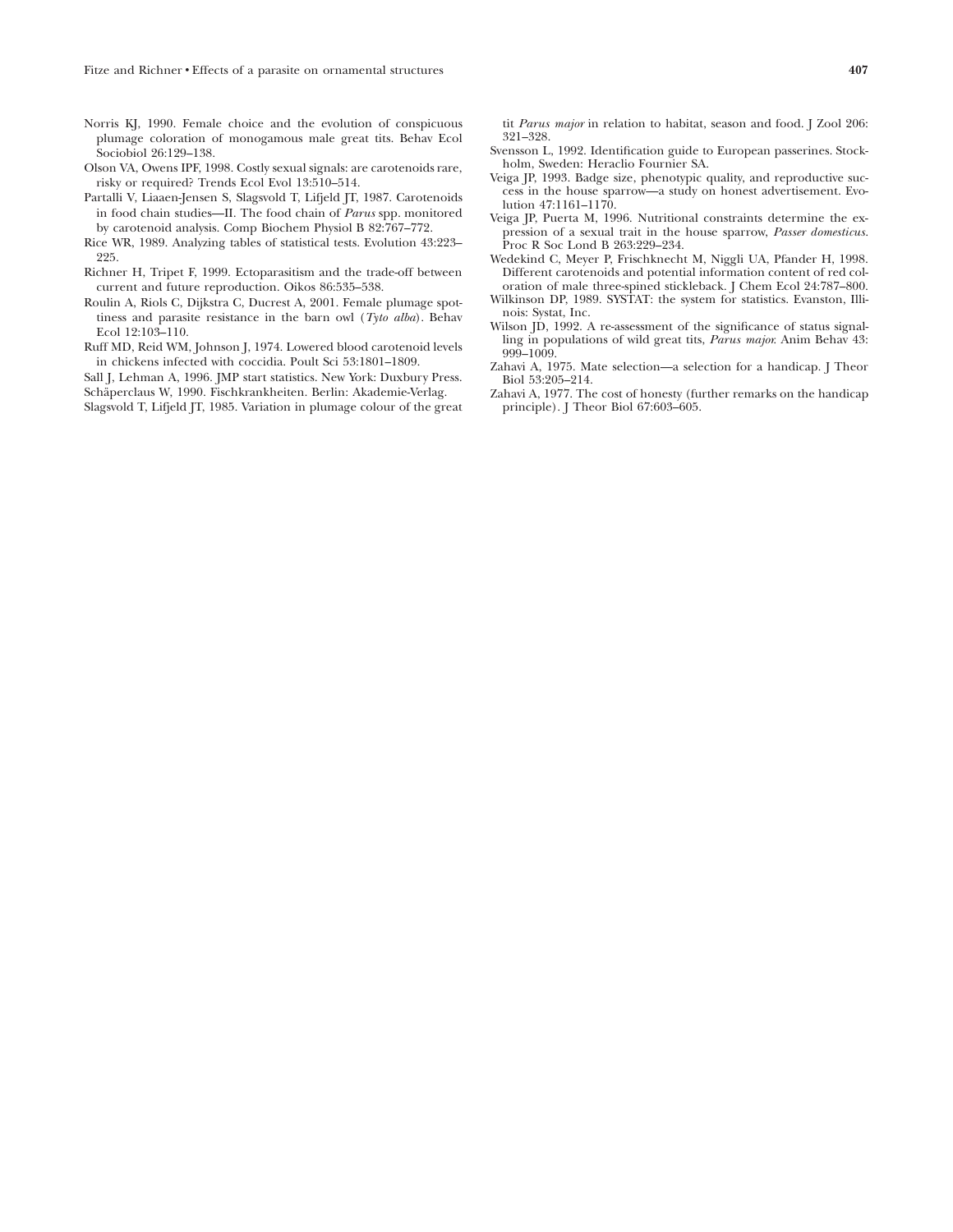Norris KJ, 1990. Female choice and the evolution of conspicuous plumage coloration of monogamous male great tits. Behav Ecol Sociobiol 26:129–138.

Olson VA, Owens IPF, 1998. Costly sexual signals: are carotenoids rare, risky or required? Trends Ecol Evol 13:510–514.

Partalli V, Liaaen-Jensen S, Slagsvold T, Lifjeld JT, 1987. Carotenoids in food chain studies—II. The food chain of *Parus* spp. monitored by carotenoid analysis. Comp Biochem Physiol B 82:767–772.

Rice WR, 1989. Analyzing tables of statistical tests. Evolution 43:223–225.

Richner H, Tripet F, 1999. Ectoparasitism and the trade-off between current and future reproduction. Oikos 86:535–538.

Roulin A, Riols C, Dijkstra C, Ducrest A, 2001. Female plumage spottiness and parasite resistance in the barn owl (*Tyto alba*). Behav Ecol 12:103–110.

Ruff MD, Reid WM, Johnson J, 1974. Lowered blood carotenoid levels in chickens infected with coccidia. Poult Sci 53:1801–1809.

Sall J, Lehman A, 1996. JMP start statistics. New York: Duxbury Press.

Schäperclaus W, 1990. Fischkrankheiten. Berlin: Akademie-Verlag.

Slagsvold T, Lifjeld JT, 1985. Variation in plumage colour of the great tit *Parus major* in relation to habitat, season and food. J Zool 206: 321–328.

Svensson L, 1992. Identification guide to European passerines. Stockholm, Sweden: Heraclio Fournier SA.

Veiga JP, 1993. Badge size, phenotypic quality, and reproductive success in the house sparrow—a study on honest advertisement. Evolution 47:1161–1170.

Veiga JP, Puerta M, 1996. Nutritional constraints determine the expression of a sexual trait in the house sparrow, *Passer domesticus*. Proc R Soc Lond B 263:229–234.

Wedekind C, Meyer P, Frischknecht M, Niggli UA, Pfander H, 1998. Different carotenoids and potential information content of red coloration of male three-spined stickleback. J Chem Ecol 24:787–800.

Wilkinson DP, 1989. SYSTAT: the system for statistics. Evanston, Illinois: Systat, Inc.

Wilson JD, 1992. A re-assessment of the significance of status signalling in populations of wild great tits, *Parus major*. Anim Behav 43: 999–1009.

Zahavi A, 1975. Mate selection—a selection for a handicap. J Theor Biol 53:205–214.

Zahavi A, 1977. The cost of honesty (further remarks on the handicap principle). J Theor Biol 67:603–605.